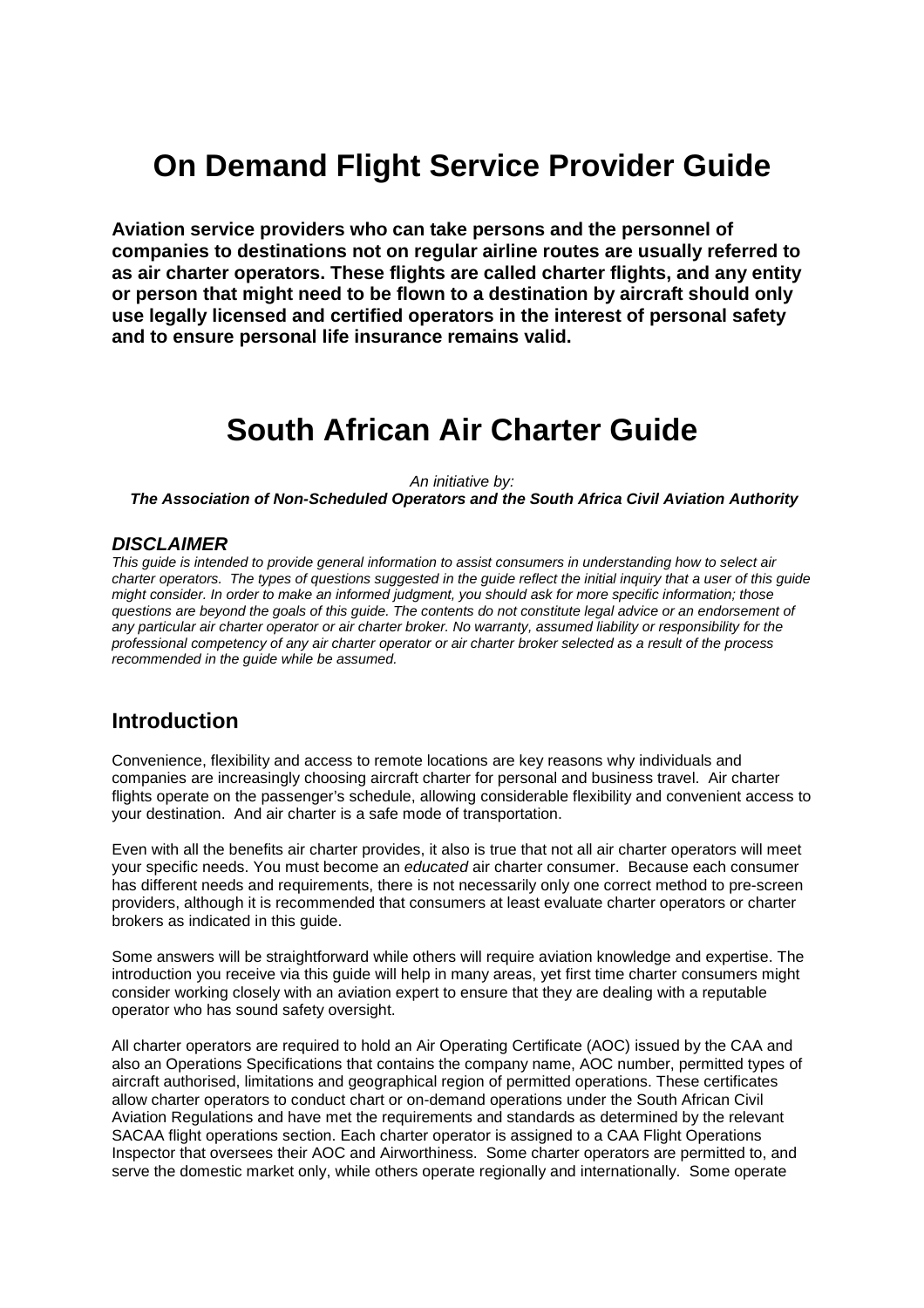# On Demand Flight Service Provider Guide

**Aviation service providers who can take persons and the personnel of companies to destinations not on regular airline routes are usually referred to as air charter operators. These flights are called charter flights, and any entity or person that might need to be flown to a destination by aircraft should only use legally licensed and certified operators in the interest of personal safety and to ensure personal life insurance remains valid.**

# South African Air Charter Guide

*An initiative by:*
***The Association of Non-Scheduled Operators and the South Africa Civil Aviation Authority***

### *DISCLAIMER*

*This guide is intended to provide general information to assist consumers in understanding how to select air charter operators. The types of questions suggested in the guide reflect the initial inquiry that a user of this guide might consider. In order to make an informed judgment, you should ask for more specific information; those questions are beyond the goals of this guide. The contents do not constitute legal advice or an endorsement of any particular air charter operator or air charter broker. No warranty, assumed liability or responsibility for the professional competency of any air charter operator or air charter broker selected as a result of the process recommended in the guide while be assumed.*

## Introduction

Convenience, flexibility and access to remote locations are key reasons why individuals and companies are increasingly choosing aircraft charter for personal and business travel. Air charter flights operate on the passenger's schedule, allowing considerable flexibility and convenient access to your destination. And air charter is a safe mode of transportation.

Even with all the benefits air charter provides, it also is true that not all air charter operators will meet your specific needs. You must become an *educated* air charter consumer. Because each consumer has different needs and requirements, there is not necessarily only one correct method to pre-screen providers, although it is recommended that consumers at least evaluate charter operators or charter brokers as indicated in this guide.

Some answers will be straightforward while others will require aviation knowledge and expertise. The introduction you receive via this guide will help in many areas, yet first time charter consumers might consider working closely with an aviation expert to ensure that they are dealing with a reputable operator who has sound safety oversight.

All charter operators are required to hold an Air Operating Certificate (AOC) issued by the CAA and also an Operations Specifications that contains the company name, AOC number, permitted types of aircraft authorised, limitations and geographical region of permitted operations. These certificates allow charter operators to conduct chart or on-demand operations under the South African Civil Aviation Regulations and have met the requirements and standards as determined by the relevant SACAA flight operations section. Each charter operator is assigned to a CAA Flight Operations Inspector that oversees their AOC and Airworthiness. Some charter operators are permitted to, and serve the domestic market only, while others operate regionally and internationally. Some operate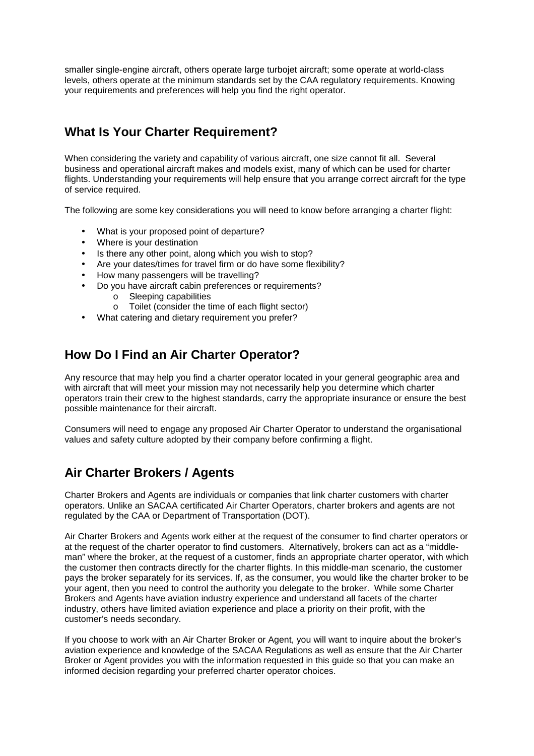smaller single-engine aircraft, others operate large turbojet aircraft; some operate at world-class levels, others operate at the minimum standards set by the CAA regulatory requirements. Knowing your requirements and preferences will help you find the right operator.

## What Is Your Charter Requirement?

When considering the variety and capability of various aircraft, one size cannot fit all. Several business and operational aircraft makes and models exist, many of which can be used for charter flights. Understanding your requirements will help ensure that you arrange correct aircraft for the type of service required.

The following are some key considerations you will need to know before arranging a charter flight:

- What is your proposed point of departure?
- Where is your destination
- Is there any other point, along which you wish to stop?
- Are your dates/times for travel firm or do have some flexibility?
- How many passengers will be travelling?
- Do you have aircraft cabin preferences or requirements?
    - Sleeping capabilities
    - Toilet (consider the time of each flight sector)
- What catering and dietary requirement you prefer?

## How Do I Find an Air Charter Operator?

Any resource that may help you find a charter operator located in your general geographic area and with aircraft that will meet your mission may not necessarily help you determine which charter operators train their crew to the highest standards, carry the appropriate insurance or ensure the best possible maintenance for their aircraft.

Consumers will need to engage any proposed Air Charter Operator to understand the organisational values and safety culture adopted by their company before confirming a flight.

## Air Charter Brokers / Agents

Charter Brokers and Agents are individuals or companies that link charter customers with charter operators. Unlike an SACAA certificated Air Charter Operators, charter brokers and agents are not regulated by the CAA or Department of Transportation (DOT).

Air Charter Brokers and Agents work either at the request of the consumer to find charter operators or at the request of the charter operator to find customers. Alternatively, brokers can act as a "middle-man" where the broker, at the request of a customer, finds an appropriate charter operator, with which the customer then contracts directly for the charter flights. In this middle-man scenario, the customer pays the broker separately for its services. If, as the consumer, you would like the charter broker to be your agent, then you need to control the authority you delegate to the broker. While some Charter Brokers and Agents have aviation industry experience and understand all facets of the charter industry, others have limited aviation experience and place a priority on their profit, with the customer's needs secondary.

If you choose to work with an Air Charter Broker or Agent, you will want to inquire about the broker's aviation experience and knowledge of the SACAA Regulations as well as ensure that the Air Charter Broker or Agent provides you with the information requested in this guide so that you can make an informed decision regarding your preferred charter operator choices.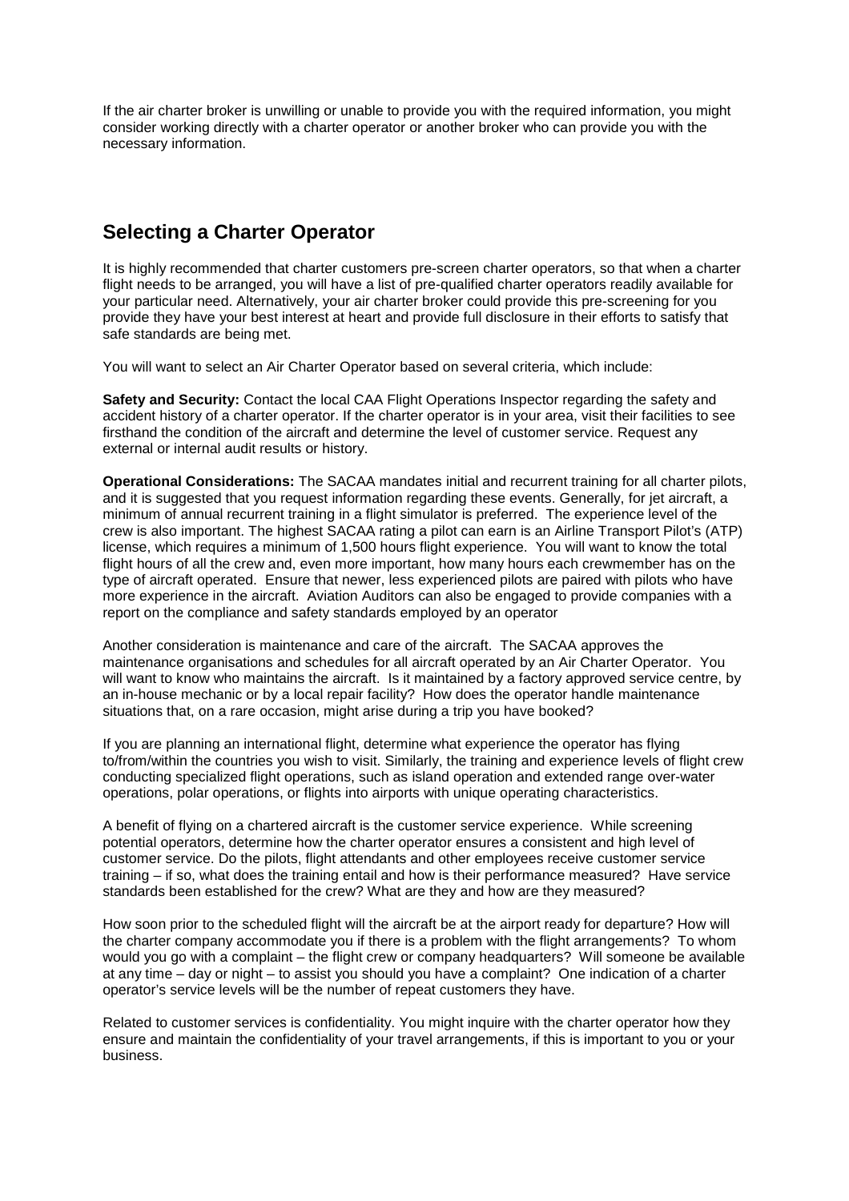If the air charter broker is unwilling or unable to provide you with the required information, you might consider working directly with a charter operator or another broker who can provide you with the necessary information.

## Selecting a Charter Operator

It is highly recommended that charter customers pre-screen charter operators, so that when a charter flight needs to be arranged, you will have a list of pre-qualified charter operators readily available for your particular need. Alternatively, your air charter broker could provide this pre-screening for you provide they have your best interest at heart and provide full disclosure in their efforts to satisfy that safe standards are being met.

You will want to select an Air Charter Operator based on several criteria, which include:

**Safety and Security:** Contact the local CAA Flight Operations Inspector regarding the safety and accident history of a charter operator. If the charter operator is in your area, visit their facilities to see firsthand the condition of the aircraft and determine the level of customer service. Request any external or internal audit results or history.

**Operational Considerations:** The SACAA mandates initial and recurrent training for all charter pilots, and it is suggested that you request information regarding these events. Generally, for jet aircraft, a minimum of annual recurrent training in a flight simulator is preferred. The experience level of the crew is also important. The highest SACAA rating a pilot can earn is an Airline Transport Pilot's (ATP) license, which requires a minimum of 1,500 hours flight experience. You will want to know the total flight hours of all the crew and, even more important, how many hours each crewmember has on the type of aircraft operated. Ensure that newer, less experienced pilots are paired with pilots who have more experience in the aircraft. Aviation Auditors can also be engaged to provide companies with a report on the compliance and safety standards employed by an operator

Another consideration is maintenance and care of the aircraft. The SACAA approves the maintenance organisations and schedules for all aircraft operated by an Air Charter Operator. You will want to know who maintains the aircraft. Is it maintained by a factory approved service centre, by an in-house mechanic or by a local repair facility? How does the operator handle maintenance situations that, on a rare occasion, might arise during a trip you have booked?

If you are planning an international flight, determine what experience the operator has flying to/from/within the countries you wish to visit. Similarly, the training and experience levels of flight crew conducting specialized flight operations, such as island operation and extended range over-water operations, polar operations, or flights into airports with unique operating characteristics.

A benefit of flying on a chartered aircraft is the customer service experience. While screening potential operators, determine how the charter operator ensures a consistent and high level of customer service. Do the pilots, flight attendants and other employees receive customer service training – if so, what does the training entail and how is their performance measured? Have service standards been established for the crew? What are they and how are they measured?

How soon prior to the scheduled flight will the aircraft be at the airport ready for departure? How will the charter company accommodate you if there is a problem with the flight arrangements? To whom would you go with a complaint – the flight crew or company headquarters? Will someone be available at any time – day or night – to assist you should you have a complaint? One indication of a charter operator's service levels will be the number of repeat customers they have.

Related to customer services is confidentiality. You might inquire with the charter operator how they ensure and maintain the confidentiality of your travel arrangements, if this is important to you or your business.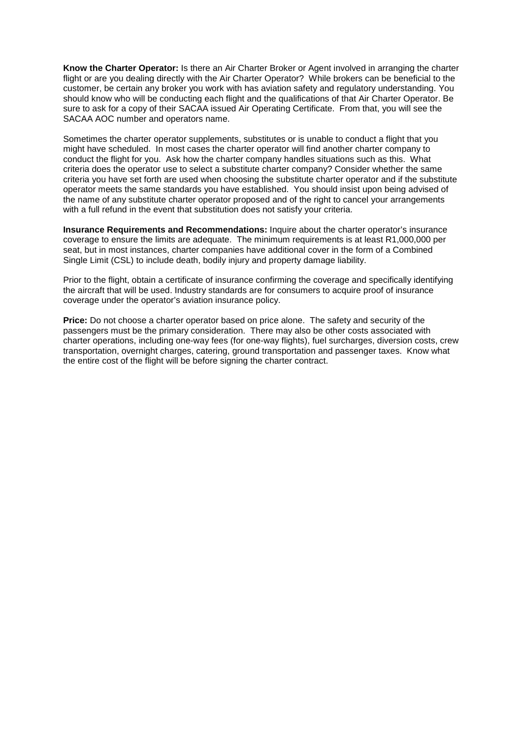**Know the Charter Operator:** Is there an Air Charter Broker or Agent involved in arranging the charter flight or are you dealing directly with the Air Charter Operator? While brokers can be beneficial to the customer, be certain any broker you work with has aviation safety and regulatory understanding. You should know who will be conducting each flight and the qualifications of that Air Charter Operator. Be sure to ask for a copy of their SACAA issued Air Operating Certificate. From that, you will see the SACAA AOC number and operators name.

Sometimes the charter operator supplements, substitutes or is unable to conduct a flight that you might have scheduled. In most cases the charter operator will find another charter company to conduct the flight for you. Ask how the charter company handles situations such as this. What criteria does the operator use to select a substitute charter company? Consider whether the same criteria you have set forth are used when choosing the substitute charter operator and if the substitute operator meets the same standards you have established. You should insist upon being advised of the name of any substitute charter operator proposed and of the right to cancel your arrangements with a full refund in the event that substitution does not satisfy your criteria.

**Insurance Requirements and Recommendations:** Inquire about the charter operator's insurance coverage to ensure the limits are adequate. The minimum requirements is at least R1,000,000 per seat, but in most instances, charter companies have additional cover in the form of a Combined Single Limit (CSL) to include death, bodily injury and property damage liability.

Prior to the flight, obtain a certificate of insurance confirming the coverage and specifically identifying the aircraft that will be used. Industry standards are for consumers to acquire proof of insurance coverage under the operator's aviation insurance policy.

**Price:** Do not choose a charter operator based on price alone. The safety and security of the passengers must be the primary consideration. There may also be other costs associated with charter operations, including one-way fees (for one-way flights), fuel surcharges, diversion costs, crew transportation, overnight charges, catering, ground transportation and passenger taxes. Know what the entire cost of the flight will be before signing the charter contract.